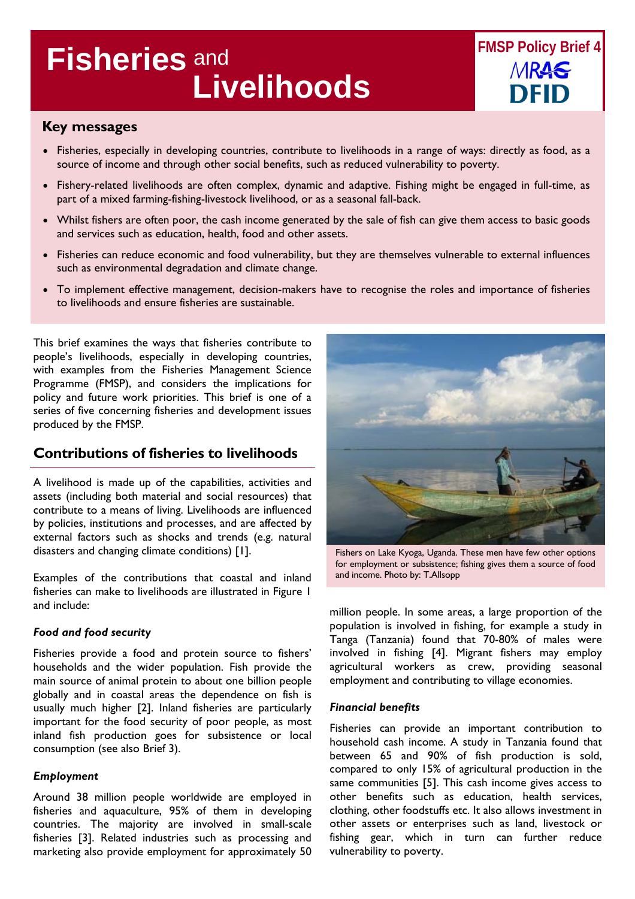# Fisheries and Livelihoods

FMSP Policy Brief 4

MRAG DFID

## Key messages

- Fisheries, especially in developing countries, contribute to livelihoods in a range of ways: directly as food, as a source of income and through other social benefits, such as reduced vulnerability to poverty.
- Fishery-related livelihoods are often complex, dynamic and adaptive. Fishing might be engaged in full-time, as part of a mixed farming-fishing-livestock livelihood, or as a seasonal fall-back.
- Whilst fishers are often poor, the cash income generated by the sale of fish can give them access to basic goods and services such as education, health, food and other assets.
- Fisheries can reduce economic and food vulnerability, but they are themselves vulnerable to external influences such as environmental degradation and climate change.
- To implement effective management, decision-makers have to recognise the roles and importance of fisheries to livelihoods and ensure fisheries are sustainable.

This brief examines the ways that fisheries contribute to people's livelihoods, especially in developing countries, with examples from the Fisheries Management Science Programme (FMSP), and considers the implications for policy and future work priorities. This brief is one of a series of five concerning fisheries and development issues produced by the FMSP.

## Contributions of fisheries to livelihoods

A livelihood is made up of the capabilities, activities and assets (including both material and social resources) that contribute to a means of living. Livelihoods are influenced by policies, institutions and processes, and are affected by external factors such as shocks and trends (e.g. natural disasters and changing climate conditions) [1].

Examples of the contributions that coastal and inland fisheries can make to livelihoods are illustrated in Figure 1 and include:

### *Food and food security*

Fisheries provide a food and protein source to fishers' households and the wider population. Fish provide the main source of animal protein to about one billion people globally and in coastal areas the dependence on fish is usually much higher [2]. Inland fisheries are particularly important for the food security of poor people, as most inland fish production goes for subsistence or local consumption (see also Brief 3).

### *Employment*

Around 38 million people worldwide are employed in fisheries and aquaculture, 95% of them in developing countries. The majority are involved in small-scale fisheries [3]. Related industries such as processing and marketing also provide employment for approximately 50 million people. In some areas, a large proportion of the population is involved in fishing, for example a study in Tanga (Tanzania) found that 70-80% of males were involved in fishing [4]. Migrant fishers may employ agricultural workers as crew, providing seasonal employment and contributing to village economies.

Fishers on Lake Kyoga, Uganda. These men have few other options for employment or subsistence; fishing gives them a source of food and income. Photo by: T.Allsopp

### *Financial benefits*

Fisheries can provide an important contribution to household cash income. A study in Tanzania found that between 65 and 90% of fish production is sold, compared to only 15% of agricultural production in the same communities [5]. This cash income gives access to other benefits such as education, health services, clothing, other foodstuffs etc. It also allows investment in other assets or enterprises such as land, livestock or fishing gear, which in turn can further reduce vulnerability to poverty.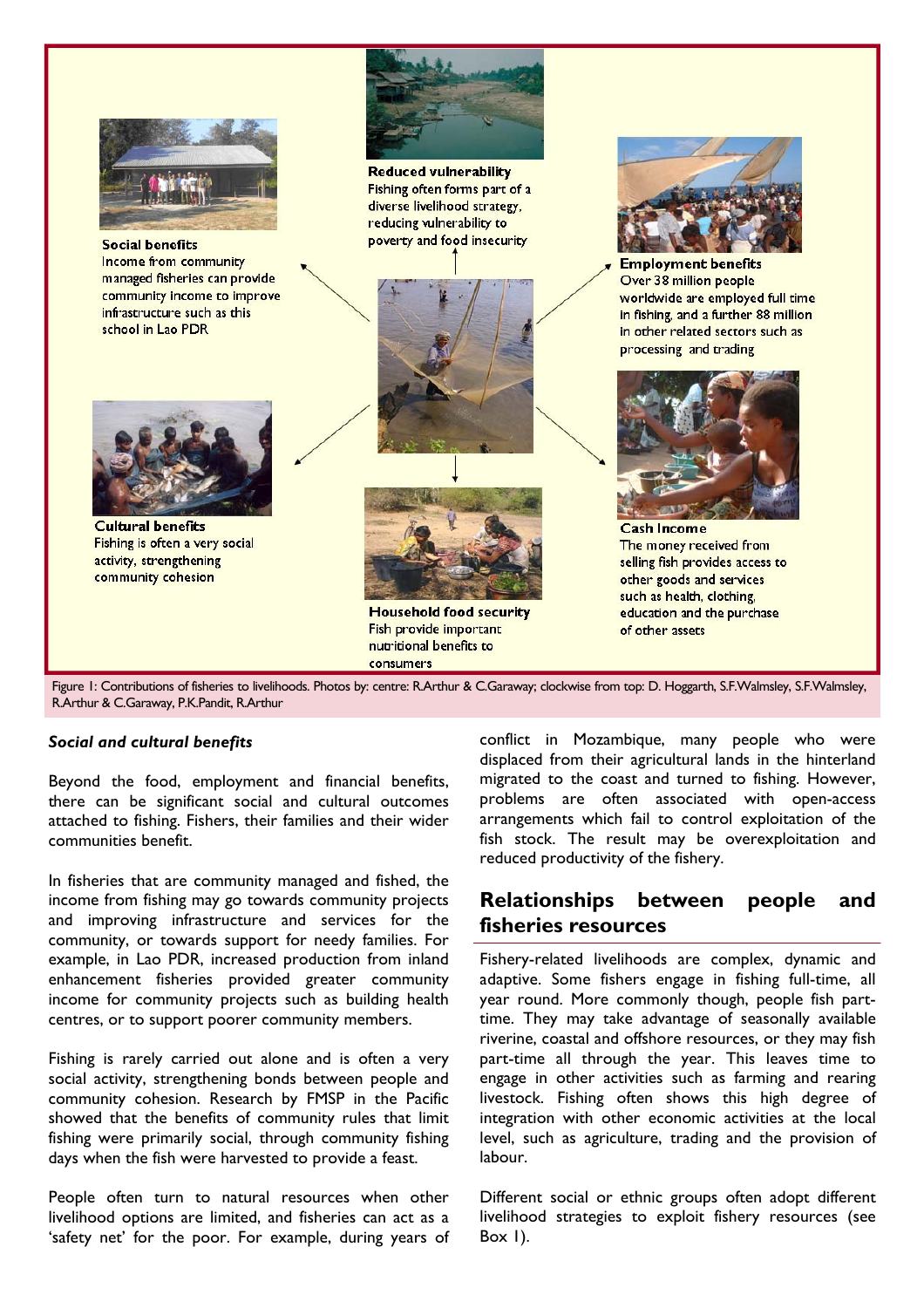**Social benefits**
Income from community managed fisheries can provide community income to improve infrastructure such as this school in Lao PDR

**Reduced vulnerability**
Fishing often forms part of a diverse livelihood strategy, reducing vulnerability to poverty and food insecurity

**Employment benefits**
Over 38 million people worldwide are employed full time in fishing, and a further 88 million in other related sectors such as processing and trading

**Cultural benefits**
Fishing is often a very social activity, strengthening community cohesion

**Household food security**
Fish provide important nutritional benefits to consumers

**Cash Income**
The money received from selling fish provides access to other goods and services such as health, clothing, education and the purchase of other assets

Figure 1: Contributions of fisheries to livelihoods. Photos by: centre: R.Arthur & C.Garaway; clockwise from top: D. Hoggarth, S.F.Walmsley, S.F.Walmsley, R.Arthur & C.Garaway, P.K.Pandit, R.Arthur

***Social and cultural benefits***

Beyond the food, employment and financial benefits, there can be significant social and cultural outcomes attached to fishing. Fishers, their families and their wider communities benefit.

In fisheries that are community managed and fished, the income from fishing may go towards community projects and improving infrastructure and services for the community, or towards support for needy families. For example, in Lao PDR, increased production from inland enhancement fisheries provided greater community income for community projects such as building health centres, or to support poorer community members.

Fishing is rarely carried out alone and is often a very social activity, strengthening bonds between people and community cohesion. Research by FMSP in the Pacific showed that the benefits of community rules that limit fishing were primarily social, through community fishing days when the fish were harvested to provide a feast.

People often turn to natural resources when other livelihood options are limited, and fisheries can act as a 'safety net' for the poor. For example, during years of conflict in Mozambique, many people who were displaced from their agricultural lands in the hinterland migrated to the coast and turned to fishing. However, problems are often associated with open-access arrangements which fail to control exploitation of the fish stock. The result may be overexploitation and reduced productivity of the fishery.

## Relationships between people and fisheries resources

Fishery-related livelihoods are complex, dynamic and adaptive. Some fishers engage in fishing full-time, all year round. More commonly though, people fish part-time. They may take advantage of seasonally available riverine, coastal and offshore resources, or they may fish part-time all through the year. This leaves time to engage in other activities such as farming and rearing livestock. Fishing often shows this high degree of integration with other economic activities at the local level, such as agriculture, trading and the provision of labour.

Different social or ethnic groups often adopt different livelihood strategies to exploit fishery resources (see Box 1).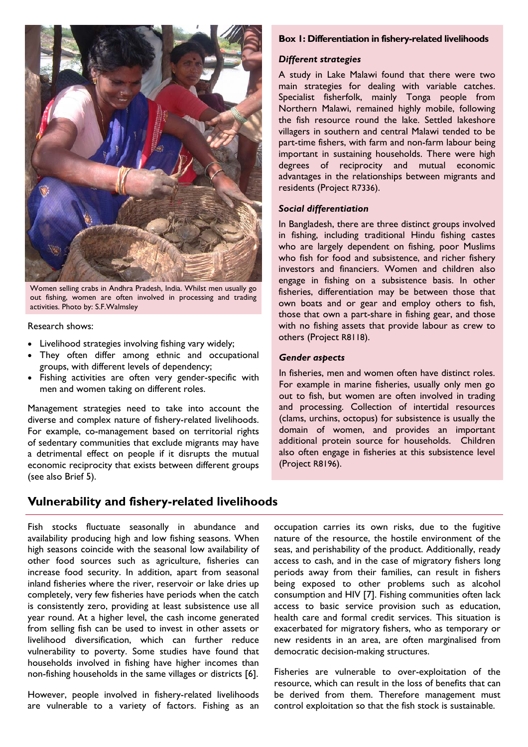Women selling crabs in Andhra Pradesh, India. Whilst men usually go out fishing, women are often involved in processing and trading activities. Photo by: S.F.Walmsley

Research shows:

- Livelihood strategies involving fishing vary widely;
- They often differ among ethnic and occupational groups, with different levels of dependency;
- Fishing activities are often very gender-specific with men and women taking on different roles.

Management strategies need to take into account the diverse and complex nature of fishery-related livelihoods. For example, co-management based on territorial rights of sedentary communities that exclude migrants may have a detrimental effect on people if it disrupts the mutual economic reciprocity that exists between different groups (see also Brief 5).

**Box 1: Differentiation in fishery-related livelihoods**

***Different strategies***

A study in Lake Malawi found that there were two main strategies for dealing with variable catches. Specialist fisherfolk, mainly Tonga people from Northern Malawi, remained highly mobile, following the fish resource round the lake. Settled lakeshore villagers in southern and central Malawi tended to be part-time fishers, with farm and non-farm labour being important in sustaining households. There were high degrees of reciprocity and mutual economic advantages in the relationships between migrants and residents (Project R7336).

***Social differentiation***

In Bangladesh, there are three distinct groups involved in fishing, including traditional Hindu fishing castes who are largely dependent on fishing, poor Muslims who fish for food and subsistence, and richer fishery investors and financiers. Women and children also engage in fishing on a subsistence basis. In other fisheries, differentiation may be between those that own boats and or gear and employ others to fish, those that own a part-share in fishing gear, and those with no fishing assets that provide labour as crew to others (Project R8118).

***Gender aspects***

In fisheries, men and women often have distinct roles. For example in marine fisheries, usually only men go out to fish, but women are often involved in trading and processing. Collection of intertidal resources (clams, urchins, octopus) for subsistence is usually the domain of women, and provides an important additional protein source for households. Children also often engage in fisheries at this subsistence level (Project R8196).

## Vulnerability and fishery-related livelihoods

Fish stocks fluctuate seasonally in abundance and availability producing high and low fishing seasons. When high seasons coincide with the seasonal low availability of other food sources such as agriculture, fisheries can increase food security. In addition, apart from seasonal inland fisheries where the river, reservoir or lake dries up completely, very few fisheries have periods when the catch is consistently zero, providing at least subsistence use all year round. At a higher level, the cash income generated from selling fish can be used to invest in other assets or livelihood diversification, which can further reduce vulnerability to poverty. Some studies have found that households involved in fishing have higher incomes than non-fishing households in the same villages or districts [6].

However, people involved in fishery-related livelihoods are vulnerable to a variety of factors. Fishing as an occupation carries its own risks, due to the fugitive nature of the resource, the hostile environment of the seas, and perishability of the product. Additionally, ready access to cash, and in the case of migratory fishers long periods away from their families, can result in fishers being exposed to other problems such as alcohol consumption and HIV [7]. Fishing communities often lack access to basic service provision such as education, health care and formal credit services. This situation is exacerbated for migratory fishers, who as temporary or new residents in an area, are often marginalised from democratic decision-making structures.

Fisheries are vulnerable to over-exploitation of the resource, which can result in the loss of benefits that can be derived from them. Therefore management must control exploitation so that the fish stock is sustainable.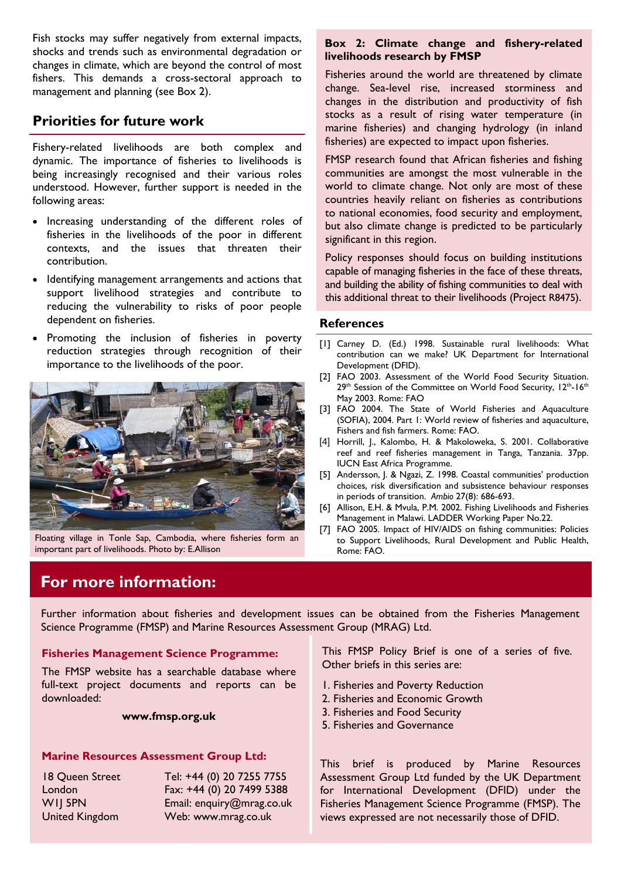Fish stocks may suffer negatively from external impacts, shocks and trends such as environmental degradation or changes in climate, which are beyond the control of most fishers. This demands a cross-sectoral approach to management and planning (see Box 2).

## Priorities for future work

Fishery-related livelihoods are both complex and dynamic. The importance of fisheries to livelihoods is being increasingly recognised and their various roles understood. However, further support is needed in the following areas:

- Increasing understanding of the different roles of fisheries in the livelihoods of the poor in different contexts, and the issues that threaten their contribution.
- Identifying management arrangements and actions that support livelihood strategies and contribute to reducing the vulnerability to risks of poor people dependent on fisheries.
- Promoting the inclusion of fisheries in poverty reduction strategies through recognition of their importance to the livelihoods of the poor.

Floating village in Tonle Sap, Cambodia, where fisheries form an important part of livelihoods. Photo by: E.Allison

### Box 2: Climate change and fishery-related livelihoods research by FMSP

Fisheries around the world are threatened by climate change. Sea-level rise, increased storminess and changes in the distribution and productivity of fish stocks as a result of rising water temperature (in marine fisheries) and changing hydrology (in inland fisheries) are expected to impact upon fisheries.

FMSP research found that African fisheries and fishing communities are amongst the most vulnerable in the world to climate change. Not only are most of these countries heavily reliant on fisheries as contributions to national economies, food security and employment, but also climate change is predicted to be particularly significant in this region.

Policy responses should focus on building institutions capable of managing fisheries in the face of these threats, and building the ability of fishing communities to deal with this additional threat to their livelihoods (Project R8475).

## References

[1] Carney D. (Ed.) 1998. Sustainable rural livelihoods: What contribution can we make? UK Department for International Development (DFID).

[2] FAO 2003. Assessment of the World Food Security Situation. 29th Session of the Committee on World Food Security, 12th-16th May 2003. Rome: FAO

[3] FAO 2004. The State of World Fisheries and Aquaculture (SOFIA), 2004. Part I: World review of fisheries and aquaculture, Fishers and fish farmers. Rome: FAO.

[4] Horrill, J., Kalombo, H. & Makoloweka, S. 2001. Collaborative reef and reef fisheries management in Tanga, Tanzania. 37pp. IUCN East Africa Programme.

[5] Andersson, J. & Ngazi, Z. 1998. Coastal communities' production choices, risk diversification and subsistence behaviour responses in periods of transition. *Ambio* 27(8): 686-693.

[6] Allison, E.H. & Mvula, P.M. 2002. Fishing Livelihoods and Fisheries Management in Malawi. LADDER Working Paper No.22.

[7] FAO 2005. Impact of HIV/AIDS on fishing communities: Policies to Support Livelihoods, Rural Development and Public Health, Rome: FAO.

## For more information:

Further information about fisheries and development issues can be obtained from the Fisheries Management Science Programme (FMSP) and Marine Resources Assessment Group (MRAG) Ltd.

### Fisheries Management Science Programme:

The FMSP website has a searchable database where full-text project documents and reports can be downloaded:

**www.fmsp.org.uk**

### Marine Resources Assessment Group Ltd:

18 Queen Street
London
W1J 5PN
United Kingdom

Tel: +44 (0) 20 7255 7755
Fax: +44 (0) 20 7499 5388
Email: enquiry@mrag.co.uk
Web: www.mrag.co.uk

This FMSP Policy Brief is one of a series of five. Other briefs in this series are:

1. Fisheries and Poverty Reduction
2. Fisheries and Economic Growth
3. Fisheries and Food Security
5. Fisheries and Governance

This brief is produced by Marine Resources Assessment Group Ltd funded by the UK Department for International Development (DFID) under the Fisheries Management Science Programme (FMSP). The views expressed are not necessarily those of DFID.